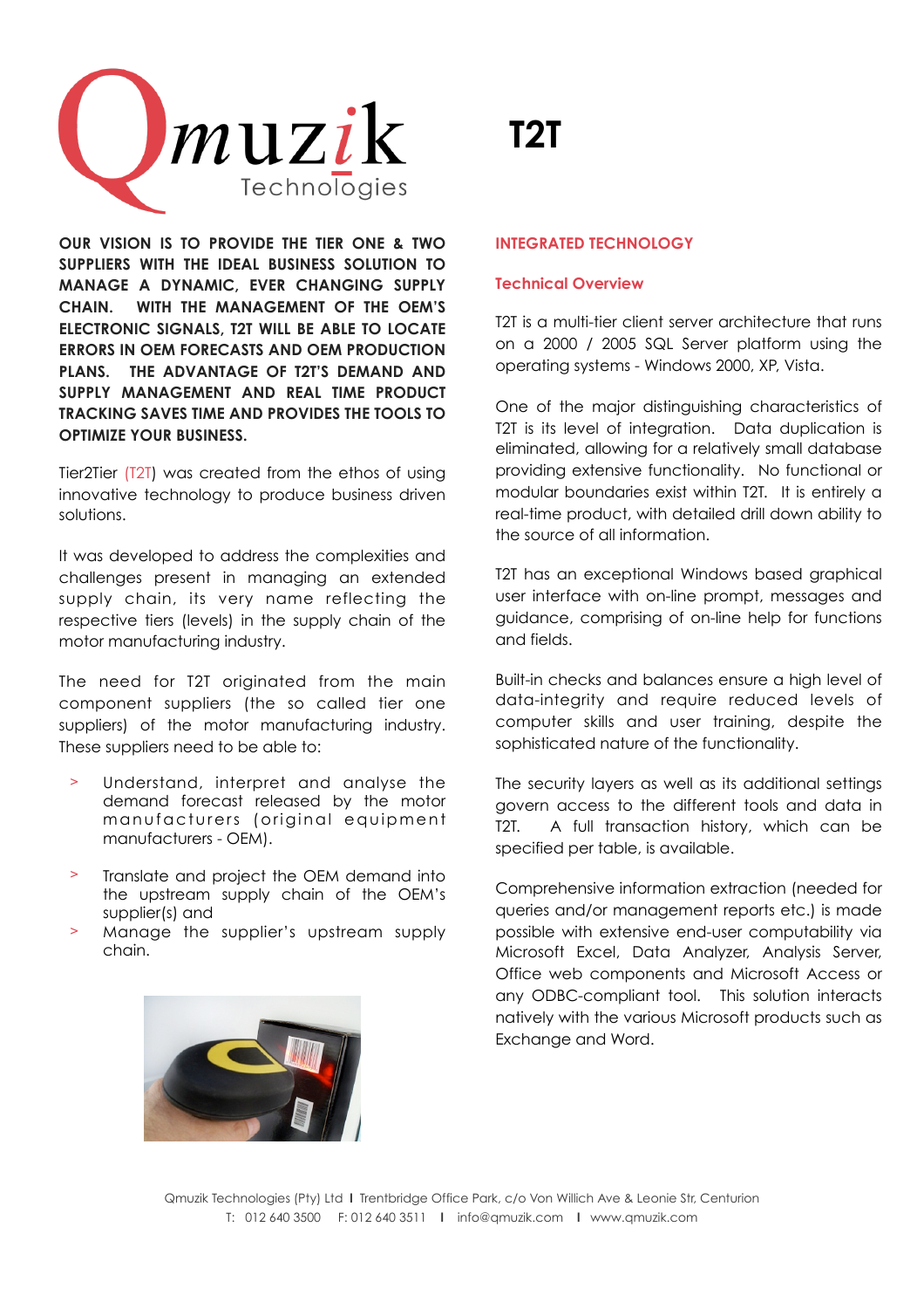Qmuzik Technologies

# T2T

**OUR VISION IS TO PROVIDE THE TIER ONE & TWO SUPPLIERS WITH THE IDEAL BUSINESS SOLUTION TO MANAGE A DYNAMIC, EVER CHANGING SUPPLY CHAIN. WITH THE MANAGEMENT OF THE OEM'S ELECTRONIC SIGNALS, T2T WILL BE ABLE TO LOCATE ERRORS IN OEM FORECASTS AND OEM PRODUCTION PLANS. THE ADVANTAGE OF T2T'S DEMAND AND SUPPLY MANAGEMENT AND REAL TIME PRODUCT TRACKING SAVES TIME AND PROVIDES THE TOOLS TO OPTIMIZE YOUR BUSINESS.**

Tier2Tier (T2T) was created from the ethos of using innovative technology to produce business driven solutions.

It was developed to address the complexities and challenges present in managing an extended supply chain, its very name reflecting the respective tiers (levels) in the supply chain of the motor manufacturing industry.

The need for T2T originated from the main component suppliers (the so called tier one suppliers) of the motor manufacturing industry. These suppliers need to be able to:

- Understand, interpret and analyse the demand forecast released by the motor manufacturers (original equipment manufacturers - OEM).
- Translate and project the OEM demand into the upstream supply chain of the OEM's supplier(s) and
- Manage the supplier's upstream supply chain.

## INTEGRATED TECHNOLOGY

### Technical Overview

T2T is a multi-tier client server architecture that runs on a 2000 / 2005 SQL Server platform using the operating systems - Windows 2000, XP, Vista.

One of the major distinguishing characteristics of T2T is its level of integration. Data duplication is eliminated, allowing for a relatively small database providing extensive functionality. No functional or modular boundaries exist within T2T. It is entirely a real-time product, with detailed drill down ability to the source of all information.

T2T has an exceptional Windows based graphical user interface with on-line prompt, messages and guidance, comprising of on-line help for functions and fields.

Built-in checks and balances ensure a high level of data-integrity and require reduced levels of computer skills and user training, despite the sophisticated nature of the functionality.

The security layers as well as its additional settings govern access to the different tools and data in T2T. A full transaction history, which can be specified per table, is available.

Comprehensive information extraction (needed for queries and/or management reports etc.) is made possible with extensive end-user computability via Microsoft Excel, Data Analyzer, Analysis Server, Office web components and Microsoft Access or any ODBC-compliant tool. This solution interacts natively with the various Microsoft products such as Exchange and Word.

Qmuzik Technologies (Pty) Ltd I Trentbridge Office Park, c/o Von Willich Ave & Leonie Str, Centurion
T: 012 640 3500 F: 012 640 3511 I info@qmuzik.com I www.qmuzik.com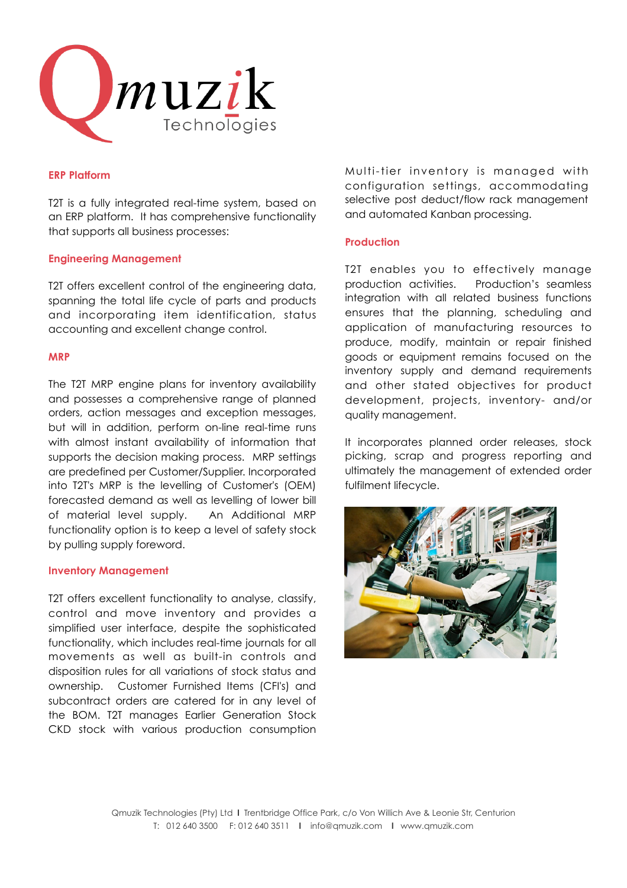## ERP Platform

T2T is a fully integrated real-time system, based on an ERP platform. It has comprehensive functionality that supports all business processes:

## Engineering Management

T2T offers excellent control of the engineering data, spanning the total life cycle of parts and products and incorporating item identification, status accounting and excellent change control.

## MRP

The T2T MRP engine plans for inventory availability and possesses a comprehensive range of planned orders, action messages and exception messages, but will in addition, perform on-line real-time runs with almost instant availability of information that supports the decision making process. MRP settings are predefined per Customer/Supplier. Incorporated into T2T's MRP is the levelling of Customer's (OEM) forecasted demand as well as levelling of lower bill of material level supply. An Additional MRP functionality option is to keep a level of safety stock by pulling supply foreword.

## Inventory Management

T2T offers excellent functionality to analyse, classify, control and move inventory and provides a simplified user interface, despite the sophisticated functionality, which includes real-time journals for all movements as well as built-in controls and disposition rules for all variations of stock status and ownership. Customer Furnished Items (CFI's) and subcontract orders are catered for in any level of the BOM. T2T manages Earlier Generation Stock CKD stock with various production consumption

Multi-tier inventory is managed with configuration settings, accommodating selective post deduct/flow rack management and automated Kanban processing.

## Production

T2T enables you to effectively manage production activities. Production's seamless integration with all related business functions ensures that the planning, scheduling and application of manufacturing resources to produce, modify, maintain or repair finished goods or equipment remains focused on the inventory supply and demand requirements and other stated objectives for product development, projects, inventory- and/or quality management.

It incorporates planned order releases, stock picking, scrap and progress reporting and ultimately the management of extended order fulfilment lifecycle.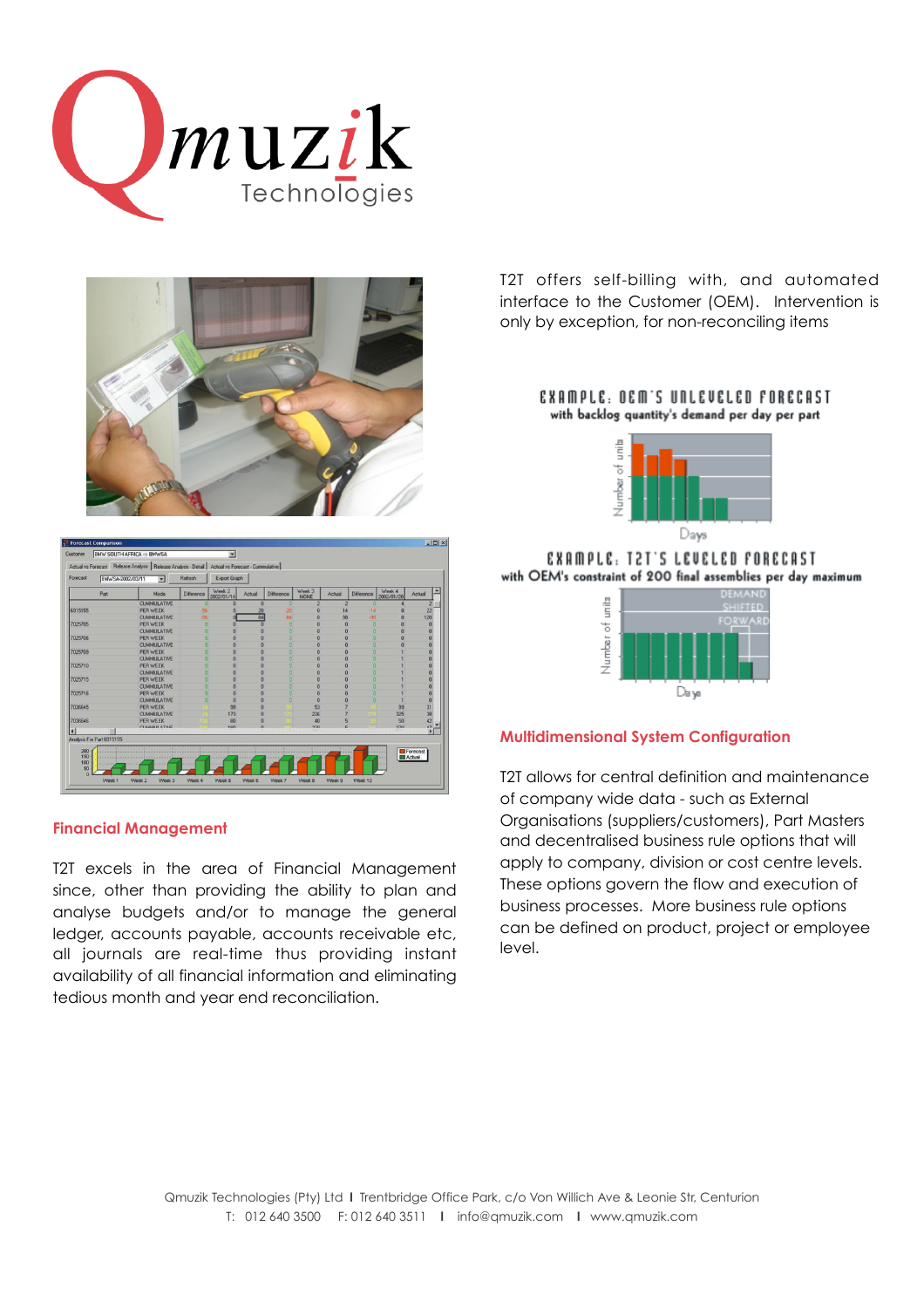T2T offers self-billing with, and automated interface to the Customer (OEM). Intervention is only by exception, for non-reconciling items

EXAMPLE: OEM'S UNLEVELED FORECAST
with backlog quantity's demand per day per part

EXAMPLE: T2T'S LEVELED FORECAST
with OEM's constraint of 200 final assemblies per day maximum

## Financial Management

T2T excels in the area of Financial Management since, other than providing the ability to plan and analyse budgets and/or to manage the general ledger, accounts payable, accounts receivable etc, all journals are real-time thus providing instant availability of all financial information and eliminating tedious month and year end reconciliation.

## Multidimensional System Configuration

T2T allows for central definition and maintenance of company wide data - such as External Organisations (suppliers/customers), Part Masters and decentralised business rule options that will apply to company, division or cost centre levels. These options govern the flow and execution of business processes. More business rule options can be defined on product, project or employee level.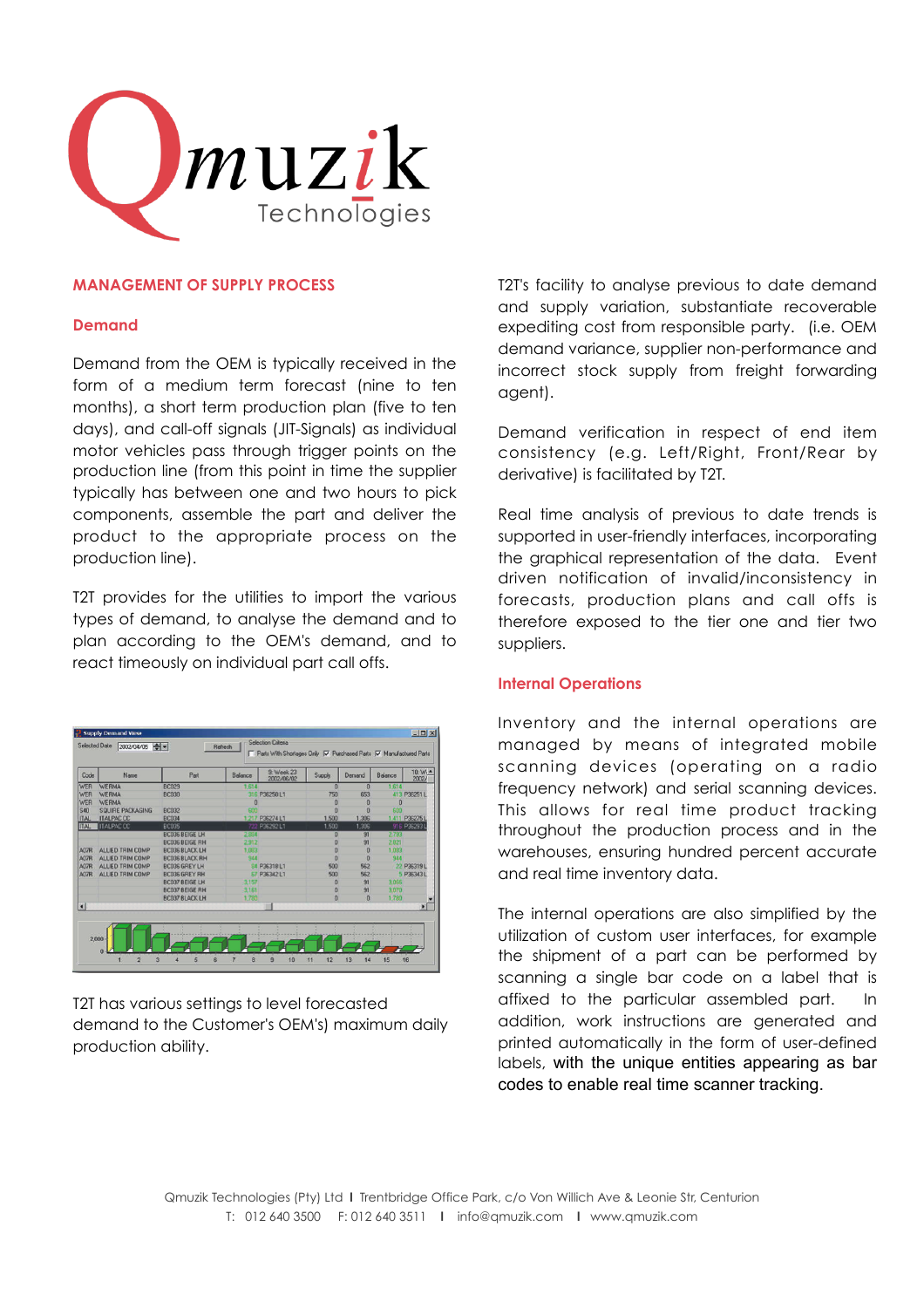# MANAGEMENT OF SUPPLY PROCESS

## Demand

Demand from the OEM is typically received in the form of a medium term forecast (nine to ten months), a short term production plan (five to ten days), and call-off signals (JIT-Signals) as individual motor vehicles pass through trigger points on the production line (from this point in time the supplier typically has between one and two hours to pick components, assemble the part and deliver the product to the appropriate process on the production line).

T2T provides for the utilities to import the various types of demand, to analyse the demand and to plan according to the OEM's demand, and to react timeously on individual part call offs.

T2T has various settings to level forecasted demand to the Customer's OEM's) maximum daily production ability.

T2T's facility to analyse previous to date demand and supply variation, substantiate recoverable expediting cost from responsible party. (i.e. OEM demand variance, supplier non-performance and incorrect stock supply from freight forwarding agent).

Demand verification in respect of end item consistency (e.g. Left/Right, Front/Rear by derivative) is facilitated by T2T.

Real time analysis of previous to date trends is supported in user-friendly interfaces, incorporating the graphical representation of the data. Event driven notification of invalid/inconsistency in forecasts, production plans and call offs is therefore exposed to the tier one and tier two suppliers.

## Internal Operations

Inventory and the internal operations are managed by means of integrated mobile scanning devices (operating on a radio frequency network) and serial scanning devices. This allows for real time product tracking throughout the production process and in the warehouses, ensuring hundred percent accurate and real time inventory data.

The internal operations are also simplified by the utilization of custom user interfaces, for example the shipment of a part can be performed by scanning a single bar code on a label that is affixed to the particular assembled part. In addition, work instructions are generated and printed automatically in the form of user-defined labels, with the unique entities appearing as bar codes to enable real time scanner tracking.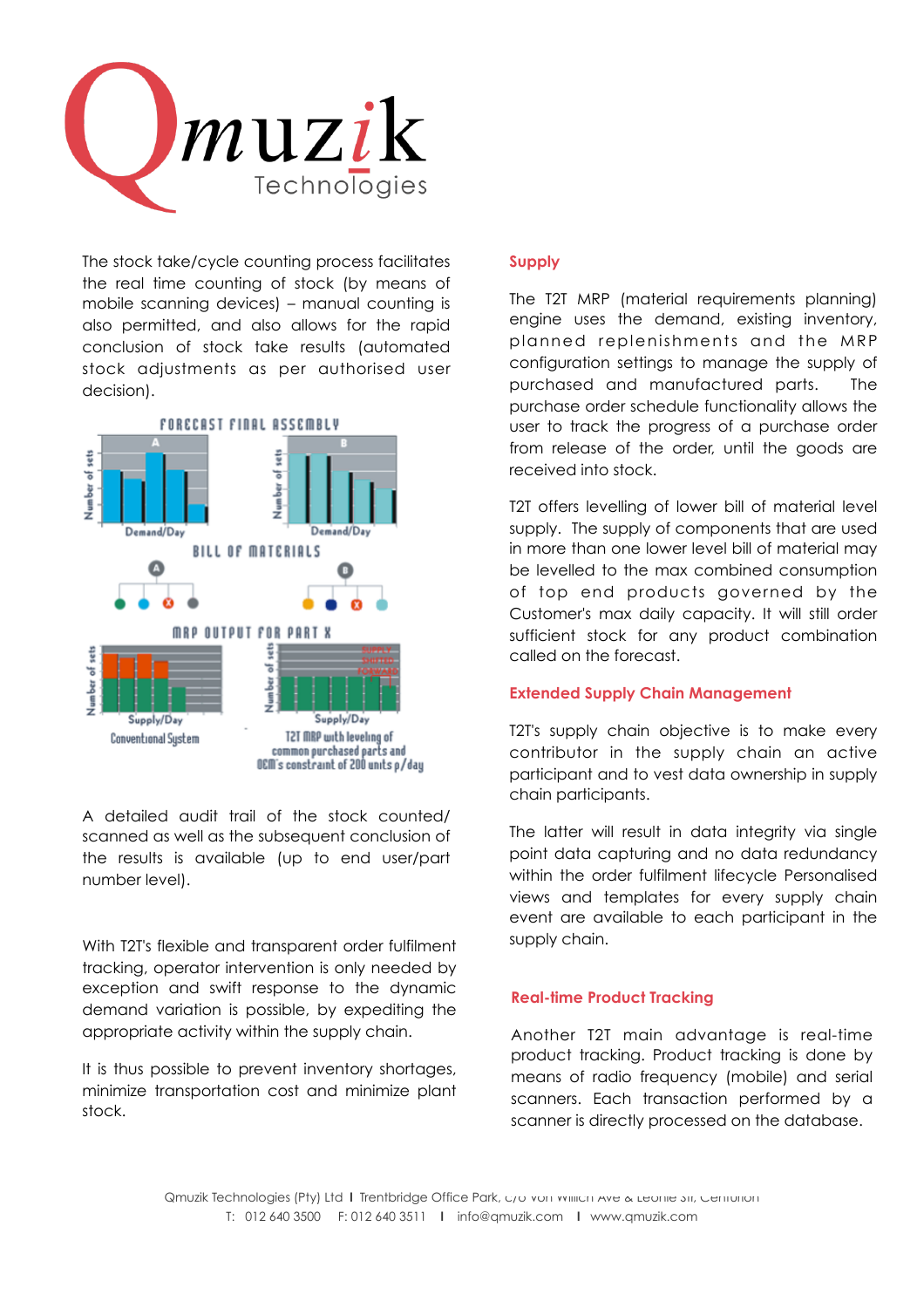Qmuzik Technologies

The stock take/cycle counting process facilitates the real time counting of stock (by means of mobile scanning devices) – manual counting is also permitted, and also allows for the rapid conclusion of stock take results (automated stock adjustments as per authorised user decision).

FORECAST FINAL ASSEMBLY

A

B

Number of sets

Demand/Day

BILL OF MATERIALS

A

B

MRP OUTPUT FOR PART X

Number of sets

Supply/Day

Conventional System

SUPPLY SHIFTED FORWARD

T2T MRP with leveling of common purchased parts and OEM's constraint of 200 units p/day

A detailed audit trail of the stock counted/ scanned as well as the subsequent conclusion of the results is available (up to end user/part number level).

With T2T's flexible and transparent order fulfilment tracking, operator intervention is only needed by exception and swift response to the dynamic demand variation is possible, by expediting the appropriate activity within the supply chain.

It is thus possible to prevent inventory shortages, minimize transportation cost and minimize plant stock.

## Supply

The T2T MRP (material requirements planning) engine uses the demand, existing inventory, planned replenishments and the MRP configuration settings to manage the supply of purchased and manufactured parts. The purchase order schedule functionality allows the user to track the progress of a purchase order from release of the order, until the goods are received into stock.

T2T offers levelling of lower bill of material level supply. The supply of components that are used in more than one lower level bill of material may be levelled to the max combined consumption of top end products governed by the Customer's max daily capacity. It will still order sufficient stock for any product combination called on the forecast.

## Extended Supply Chain Management

T2T's supply chain objective is to make every contributor in the supply chain an active participant and to vest data ownership in supply chain participants.

The latter will result in data integrity via single point data capturing and no data redundancy within the order fulfilment lifecycle Personalised views and templates for every supply chain event are available to each participant in the supply chain.

## Real-time Product Tracking

Another T2T main advantage is real-time product tracking. Product tracking is done by means of radio frequency (mobile) and serial scanners. Each transaction performed by a scanner is directly processed on the database.

Qmuzik Technologies (Pty) Ltd | Trentbridge Office Park, c/o von Willich Ave & Leonie Str, Centurion
T: 012 640 3500 F: 012 640 3511 | info@qmuzik.com | www.qmuzik.com